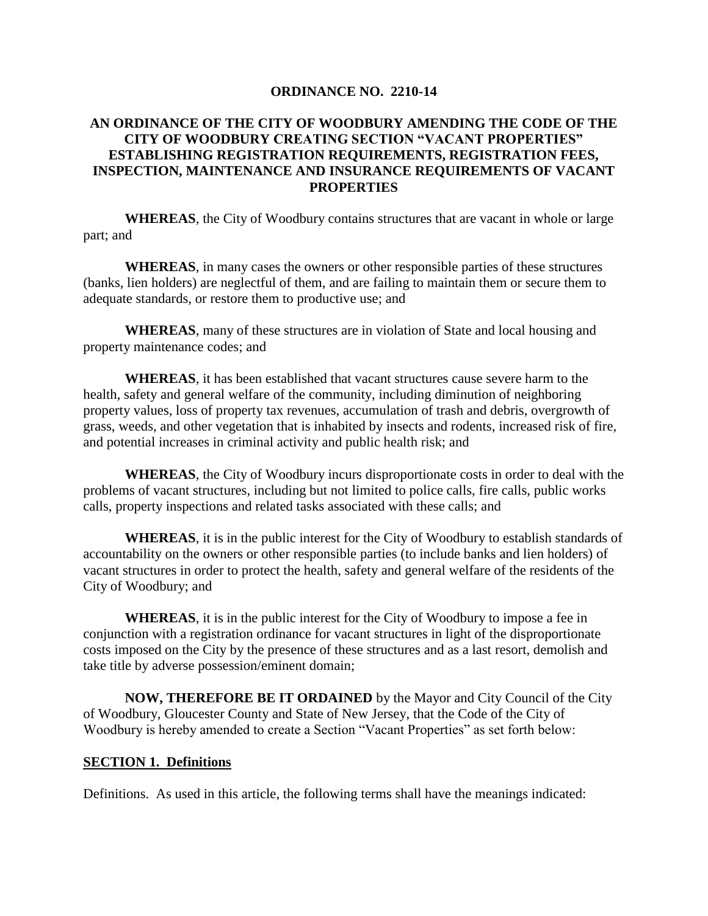**ORDINANCE NO. 2210-14**

**AN ORDINANCE OF THE CITY OF WOODBURY AMENDING THE CODE OF THE CITY OF WOODBURY CREATING SECTION "VACANT PROPERTIES" ESTABLISHING REGISTRATION REQUIREMENTS, REGISTRATION FEES, INSPECTION, MAINTENANCE AND INSURANCE REQUIREMENTS OF VACANT PROPERTIES**

**WHEREAS**, the City of Woodbury contains structures that are vacant in whole or large part; and

**WHEREAS**, in many cases the owners or other responsible parties of these structures (banks, lien holders) are neglectful of them, and are failing to maintain them or secure them to adequate standards, or restore them to productive use; and

**WHEREAS**, many of these structures are in violation of State and local housing and property maintenance codes; and

**WHEREAS**, it has been established that vacant structures cause severe harm to the health, safety and general welfare of the community, including diminution of neighboring property values, loss of property tax revenues, accumulation of trash and debris, overgrowth of grass, weeds, and other vegetation that is inhabited by insects and rodents, increased risk of fire, and potential increases in criminal activity and public health risk; and

**WHEREAS**, the City of Woodbury incurs disproportionate costs in order to deal with the problems of vacant structures, including but not limited to police calls, fire calls, public works calls, property inspections and related tasks associated with these calls; and

**WHEREAS**, it is in the public interest for the City of Woodbury to establish standards of accountability on the owners or other responsible parties (to include banks and lien holders) of vacant structures in order to protect the health, safety and general welfare of the residents of the City of Woodbury; and

**WHEREAS**, it is in the public interest for the City of Woodbury to impose a fee in conjunction with a registration ordinance for vacant structures in light of the disproportionate costs imposed on the City by the presence of these structures and as a last resort, demolish and take title by adverse possession/eminent domain;

**NOW, THEREFORE BE IT ORDAINED** by the Mayor and City Council of the City of Woodbury, Gloucester County and State of New Jersey, that the Code of the City of Woodbury is hereby amended to create a Section "Vacant Properties" as set forth below:

**SECTION 1. Definitions**

Definitions. As used in this article, the following terms shall have the meanings indicated: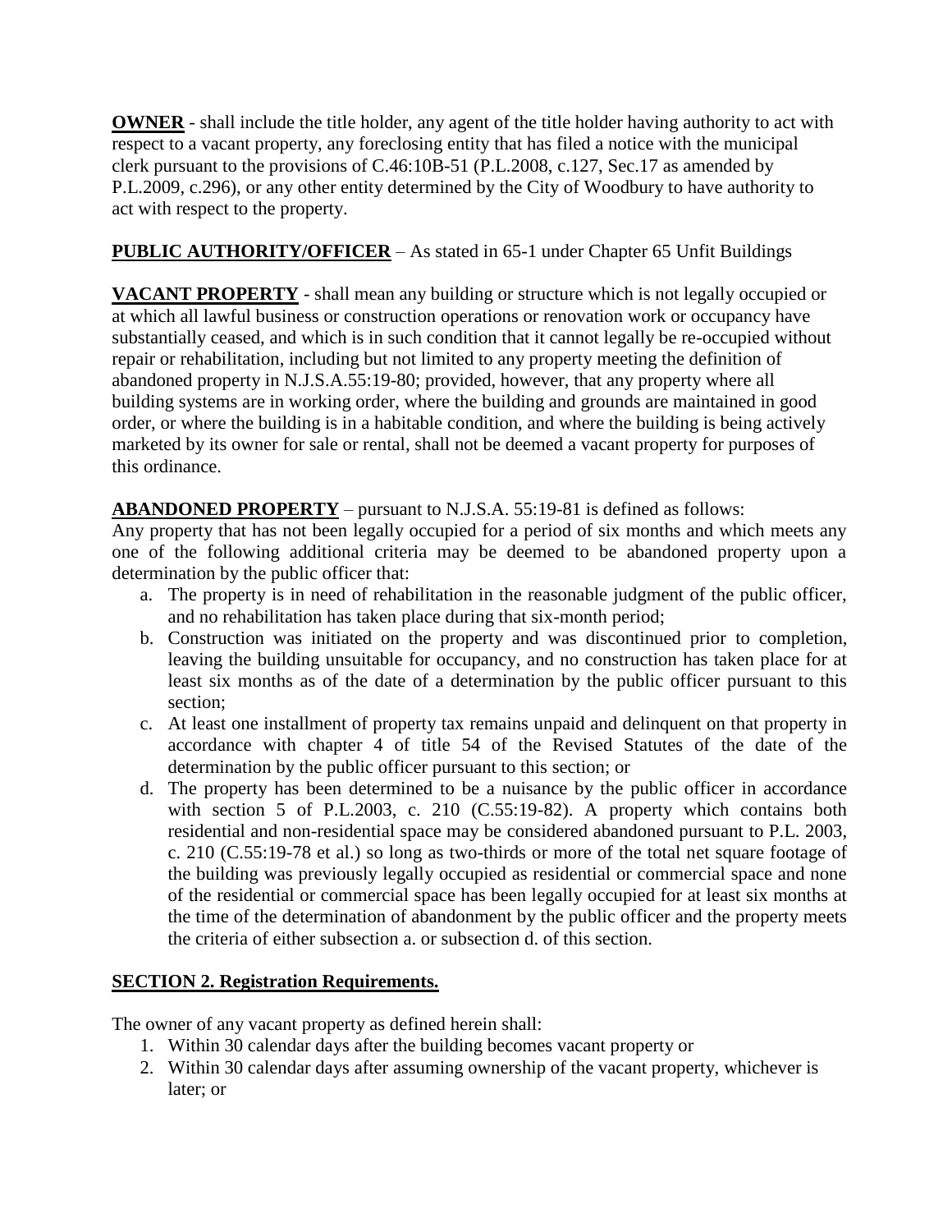**OWNER** - shall include the title holder, any agent of the title holder having authority to act with respect to a vacant property, any foreclosing entity that has filed a notice with the municipal clerk pursuant to the provisions of C.46:10B-51 (P.L.2008, c.127, Sec.17 as amended by P.L.2009, c.296), or any other entity determined by the City of Woodbury to have authority to act with respect to the property.

**PUBLIC AUTHORITY/OFFICER** – As stated in 65-1 under Chapter 65 Unfit Buildings

**VACANT PROPERTY** - shall mean any building or structure which is not legally occupied or at which all lawful business or construction operations or renovation work or occupancy have substantially ceased, and which is in such condition that it cannot legally be re-occupied without repair or rehabilitation, including but not limited to any property meeting the definition of abandoned property in N.J.S.A.55:19-80; provided, however, that any property where all building systems are in working order, where the building and grounds are maintained in good order, or where the building is in a habitable condition, and where the building is being actively marketed by its owner for sale or rental, shall not be deemed a vacant property for purposes of this ordinance.

**ABANDONED PROPERTY** – pursuant to N.J.S.A. 55:19-81 is defined as follows:
Any property that has not been legally occupied for a period of six months and which meets any one of the following additional criteria may be deemed to be abandoned property upon a determination by the public officer that:

a. The property is in need of rehabilitation in the reasonable judgment of the public officer, and no rehabilitation has taken place during that six-month period;
b. Construction was initiated on the property and was discontinued prior to completion, leaving the building unsuitable for occupancy, and no construction has taken place for at least six months as of the date of a determination by the public officer pursuant to this section;
c. At least one installment of property tax remains unpaid and delinquent on that property in accordance with chapter 4 of title 54 of the Revised Statutes of the date of the determination by the public officer pursuant to this section; or
d. The property has been determined to be a nuisance by the public officer in accordance with section 5 of P.L.2003, c. 210 (C.55:19-82). A property which contains both residential and non-residential space may be considered abandoned pursuant to P.L. 2003, c. 210 (C.55:19-78 et al.) so long as two-thirds or more of the total net square footage of the building was previously legally occupied as residential or commercial space and none of the residential or commercial space has been legally occupied for at least six months at the time of the determination of abandonment by the public officer and the property meets the criteria of either subsection a. or subsection d. of this section.

**SECTION 2. Registration Requirements.**

The owner of any vacant property as defined herein shall:

1. Within 30 calendar days after the building becomes vacant property or
2. Within 30 calendar days after assuming ownership of the vacant property, whichever is later; or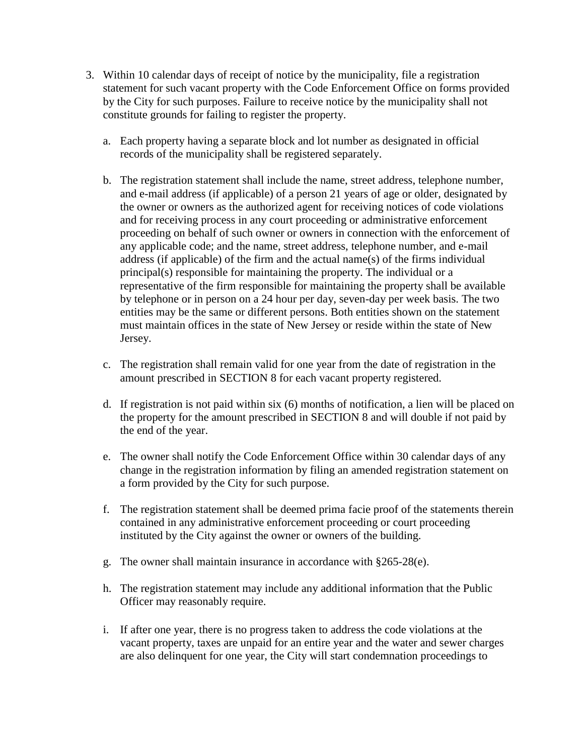3. Within 10 calendar days of receipt of notice by the municipality, file a registration statement for such vacant property with the Code Enforcement Office on forms provided by the City for such purposes. Failure to receive notice by the municipality shall not constitute grounds for failing to register the property.

   a. Each property having a separate block and lot number as designated in official records of the municipality shall be registered separately.

   b. The registration statement shall include the name, street address, telephone number, and e-mail address (if applicable) of a person 21 years of age or older, designated by the owner or owners as the authorized agent for receiving notices of code violations and for receiving process in any court proceeding or administrative enforcement proceeding on behalf of such owner or owners in connection with the enforcement of any applicable code; and the name, street address, telephone number, and e-mail address (if applicable) of the firm and the actual name(s) of the firms individual principal(s) responsible for maintaining the property. The individual or a representative of the firm responsible for maintaining the property shall be available by telephone or in person on a 24 hour per day, seven-day per week basis. The two entities may be the same or different persons. Both entities shown on the statement must maintain offices in the state of New Jersey or reside within the state of New Jersey.

   c. The registration shall remain valid for one year from the date of registration in the amount prescribed in SECTION 8 for each vacant property registered.

   d. If registration is not paid within six (6) months of notification, a lien will be placed on the property for the amount prescribed in SECTION 8 and will double if not paid by the end of the year.

   e. The owner shall notify the Code Enforcement Office within 30 calendar days of any change in the registration information by filing an amended registration statement on a form provided by the City for such purpose.

   f. The registration statement shall be deemed prima facie proof of the statements therein contained in any administrative enforcement proceeding or court proceeding instituted by the City against the owner or owners of the building.

   g. The owner shall maintain insurance in accordance with §265-28(e).

   h. The registration statement may include any additional information that the Public Officer may reasonably require.

   i. If after one year, there is no progress taken to address the code violations at the vacant property, taxes are unpaid for an entire year and the water and sewer charges are also delinquent for one year, the City will start condemnation proceedings to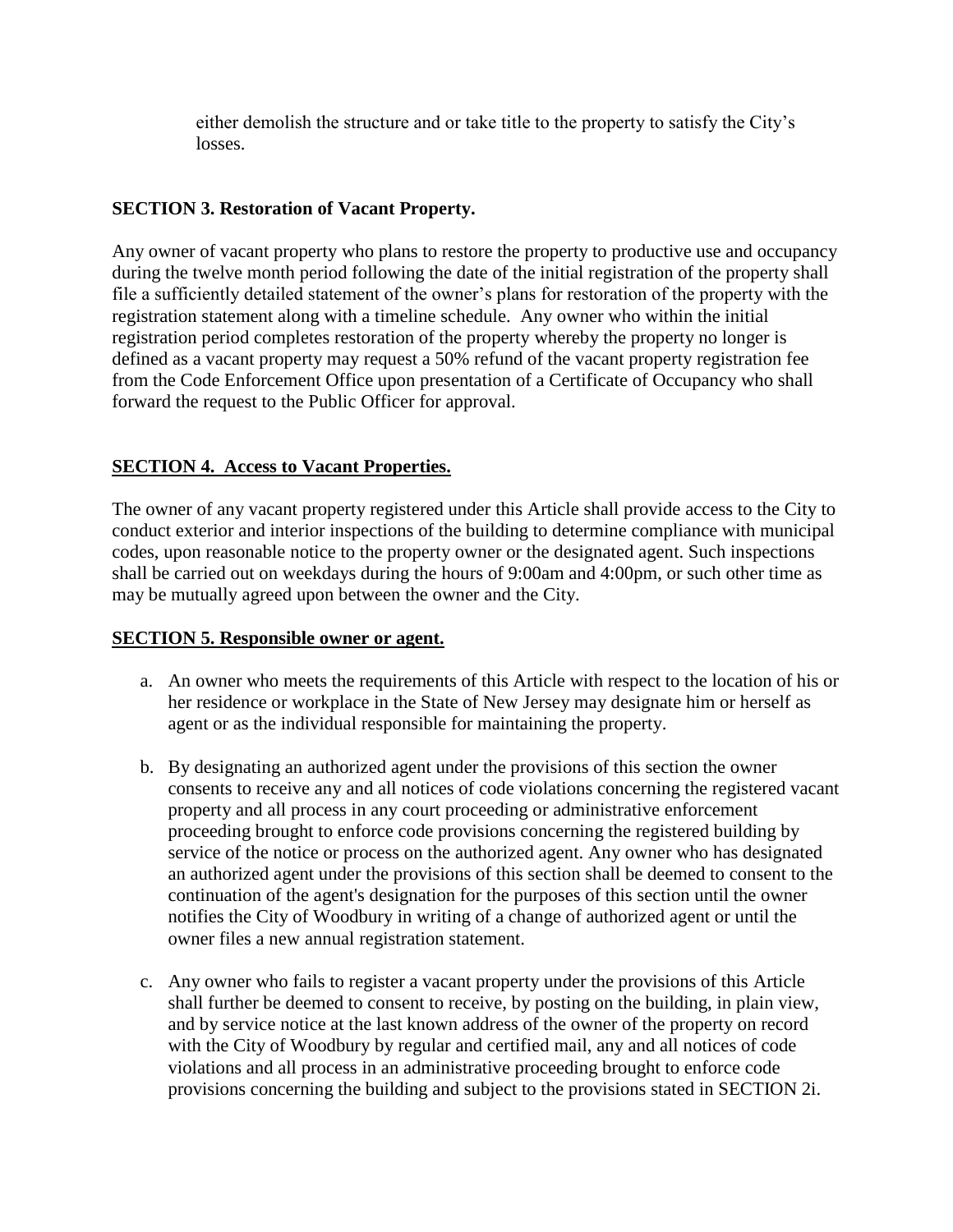either demolish the structure and or take title to the property to satisfy the City's losses.

**SECTION 3. Restoration of Vacant Property.**

Any owner of vacant property who plans to restore the property to productive use and occupancy during the twelve month period following the date of the initial registration of the property shall file a sufficiently detailed statement of the owner's plans for restoration of the property with the registration statement along with a timeline schedule. Any owner who within the initial registration period completes restoration of the property whereby the property no longer is defined as a vacant property may request a 50% refund of the vacant property registration fee from the Code Enforcement Office upon presentation of a Certificate of Occupancy who shall forward the request to the Public Officer for approval.

**SECTION 4. Access to Vacant Properties.**

The owner of any vacant property registered under this Article shall provide access to the City to conduct exterior and interior inspections of the building to determine compliance with municipal codes, upon reasonable notice to the property owner or the designated agent. Such inspections shall be carried out on weekdays during the hours of 9:00am and 4:00pm, or such other time as may be mutually agreed upon between the owner and the City.

**SECTION 5. Responsible owner or agent.**

a. An owner who meets the requirements of this Article with respect to the location of his or her residence or workplace in the State of New Jersey may designate him or herself as agent or as the individual responsible for maintaining the property.

b. By designating an authorized agent under the provisions of this section the owner consents to receive any and all notices of code violations concerning the registered vacant property and all process in any court proceeding or administrative enforcement proceeding brought to enforce code provisions concerning the registered building by service of the notice or process on the authorized agent. Any owner who has designated an authorized agent under the provisions of this section shall be deemed to consent to the continuation of the agent's designation for the purposes of this section until the owner notifies the City of Woodbury in writing of a change of authorized agent or until the owner files a new annual registration statement.

c. Any owner who fails to register a vacant property under the provisions of this Article shall further be deemed to consent to receive, by posting on the building, in plain view, and by service notice at the last known address of the owner of the property on record with the City of Woodbury by regular and certified mail, any and all notices of code violations and all process in an administrative proceeding brought to enforce code provisions concerning the building and subject to the provisions stated in SECTION 2i.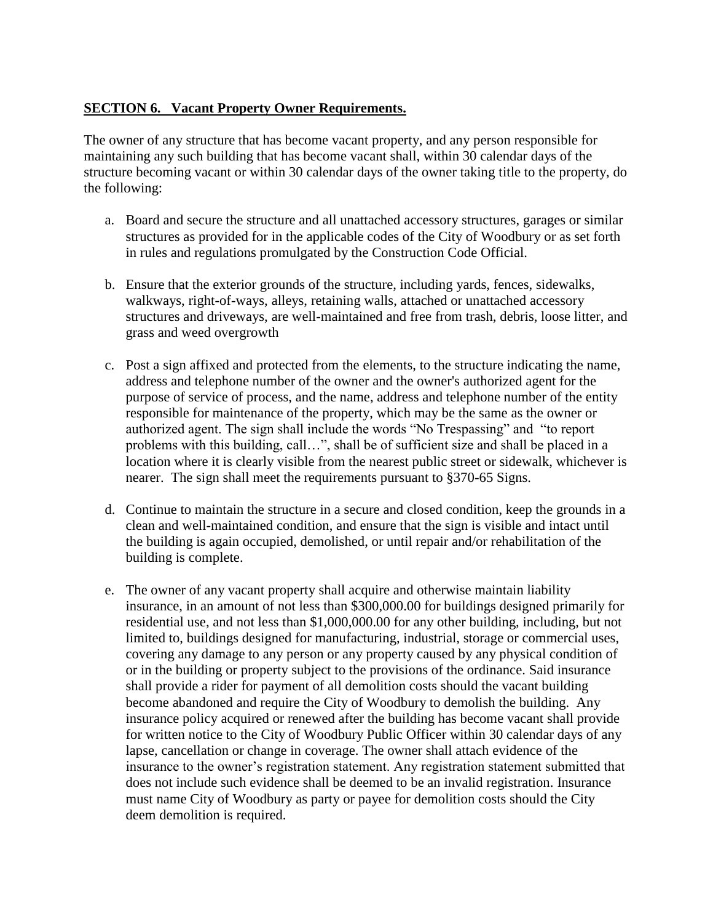**SECTION 6. Vacant Property Owner Requirements.**

The owner of any structure that has become vacant property, and any person responsible for maintaining any such building that has become vacant shall, within 30 calendar days of the structure becoming vacant or within 30 calendar days of the owner taking title to the property, do the following:

a. Board and secure the structure and all unattached accessory structures, garages or similar structures as provided for in the applicable codes of the City of Woodbury or as set forth in rules and regulations promulgated by the Construction Code Official.

b. Ensure that the exterior grounds of the structure, including yards, fences, sidewalks, walkways, right-of-ways, alleys, retaining walls, attached or unattached accessory structures and driveways, are well-maintained and free from trash, debris, loose litter, and grass and weed overgrowth

c. Post a sign affixed and protected from the elements, to the structure indicating the name, address and telephone number of the owner and the owner's authorized agent for the purpose of service of process, and the name, address and telephone number of the entity responsible for maintenance of the property, which may be the same as the owner or authorized agent. The sign shall include the words "No Trespassing" and "to report problems with this building, call…", shall be of sufficient size and shall be placed in a location where it is clearly visible from the nearest public street or sidewalk, whichever is nearer. The sign shall meet the requirements pursuant to §370-65 Signs.

d. Continue to maintain the structure in a secure and closed condition, keep the grounds in a clean and well-maintained condition, and ensure that the sign is visible and intact until the building is again occupied, demolished, or until repair and/or rehabilitation of the building is complete.

e. The owner of any vacant property shall acquire and otherwise maintain liability insurance, in an amount of not less than $300,000.00 for buildings designed primarily for residential use, and not less than $1,000,000.00 for any other building, including, but not limited to, buildings designed for manufacturing, industrial, storage or commercial uses, covering any damage to any person or any property caused by any physical condition of or in the building or property subject to the provisions of the ordinance. Said insurance shall provide a rider for payment of all demolition costs should the vacant building become abandoned and require the City of Woodbury to demolish the building. Any insurance policy acquired or renewed after the building has become vacant shall provide for written notice to the City of Woodbury Public Officer within 30 calendar days of any lapse, cancellation or change in coverage. The owner shall attach evidence of the insurance to the owner's registration statement. Any registration statement submitted that does not include such evidence shall be deemed to be an invalid registration. Insurance must name City of Woodbury as party or payee for demolition costs should the City deem demolition is required.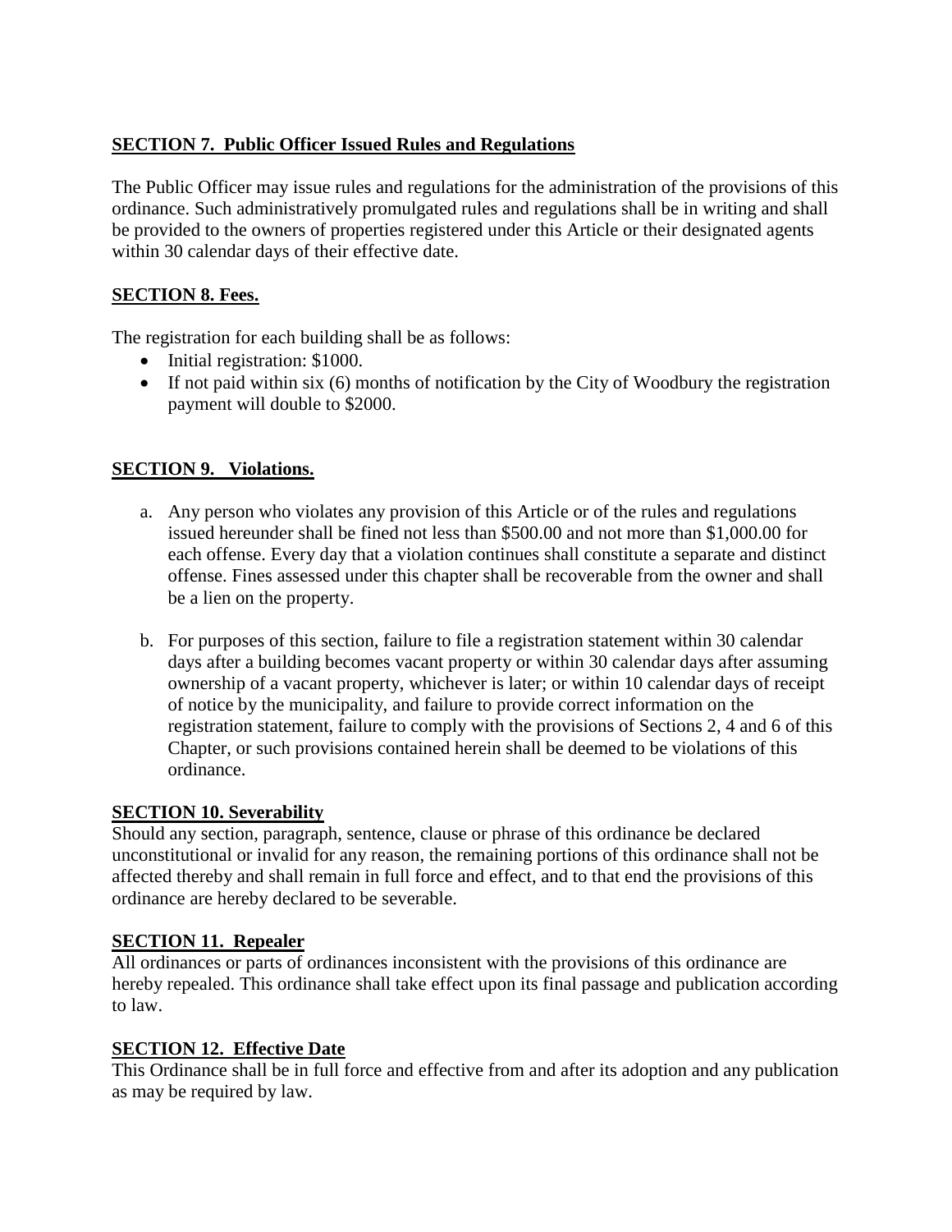**SECTION 7. Public Officer Issued Rules and Regulations**

The Public Officer may issue rules and regulations for the administration of the provisions of this ordinance. Such administratively promulgated rules and regulations shall be in writing and shall be provided to the owners of properties registered under this Article or their designated agents within 30 calendar days of their effective date.

**SECTION 8. Fees.**

The registration for each building shall be as follows:

- Initial registration: $1000.
- If not paid within six (6) months of notification by the City of Woodbury the registration payment will double to $2000.

**SECTION 9. Violations.**

a. Any person who violates any provision of this Article or of the rules and regulations issued hereunder shall be fined not less than $500.00 and not more than $1,000.00 for each offense. Every day that a violation continues shall constitute a separate and distinct offense. Fines assessed under this chapter shall be recoverable from the owner and shall be a lien on the property.

b. For purposes of this section, failure to file a registration statement within 30 calendar days after a building becomes vacant property or within 30 calendar days after assuming ownership of a vacant property, whichever is later; or within 10 calendar days of receipt of notice by the municipality, and failure to provide correct information on the registration statement, failure to comply with the provisions of Sections 2, 4 and 6 of this Chapter, or such provisions contained herein shall be deemed to be violations of this ordinance.

**SECTION 10. Severability**

Should any section, paragraph, sentence, clause or phrase of this ordinance be declared unconstitutional or invalid for any reason, the remaining portions of this ordinance shall not be affected thereby and shall remain in full force and effect, and to that end the provisions of this ordinance are hereby declared to be severable.

**SECTION 11. Repealer**

All ordinances or parts of ordinances inconsistent with the provisions of this ordinance are hereby repealed. This ordinance shall take effect upon its final passage and publication according to law.

**SECTION 12. Effective Date**

This Ordinance shall be in full force and effective from and after its adoption and any publication as may be required by law.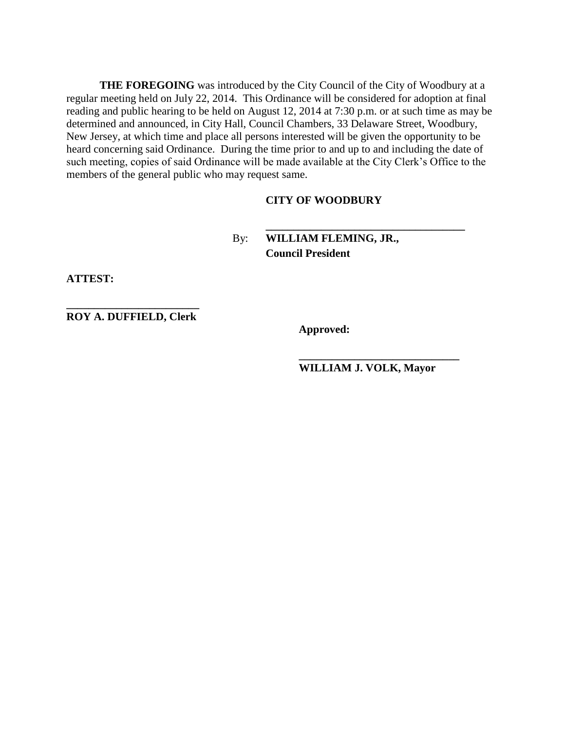**THE FOREGOING** was introduced by the City Council of the City of Woodbury at a regular meeting held on July 22, 2014. This Ordinance will be considered for adoption at final reading and public hearing to be held on August 12, 2014 at 7:30 p.m. or at such time as may be determined and announced, in City Hall, Council Chambers, 33 Delaware Street, Woodbury, New Jersey, at which time and place all persons interested will be given the opportunity to be heard concerning said Ordinance. During the time prior to and up to and including the date of such meeting, copies of said Ordinance will be made available at the City Clerk's Office to the members of the general public who may request same.

**CITY OF WOODBURY**

By: ___________________________________
**WILLIAM FLEMING, JR.,**
**Council President**

**ATTEST:**

________________________
**ROY A. DUFFIELD, Clerk**

**Approved:**

____________________________
**WILLIAM J. VOLK, Mayor**